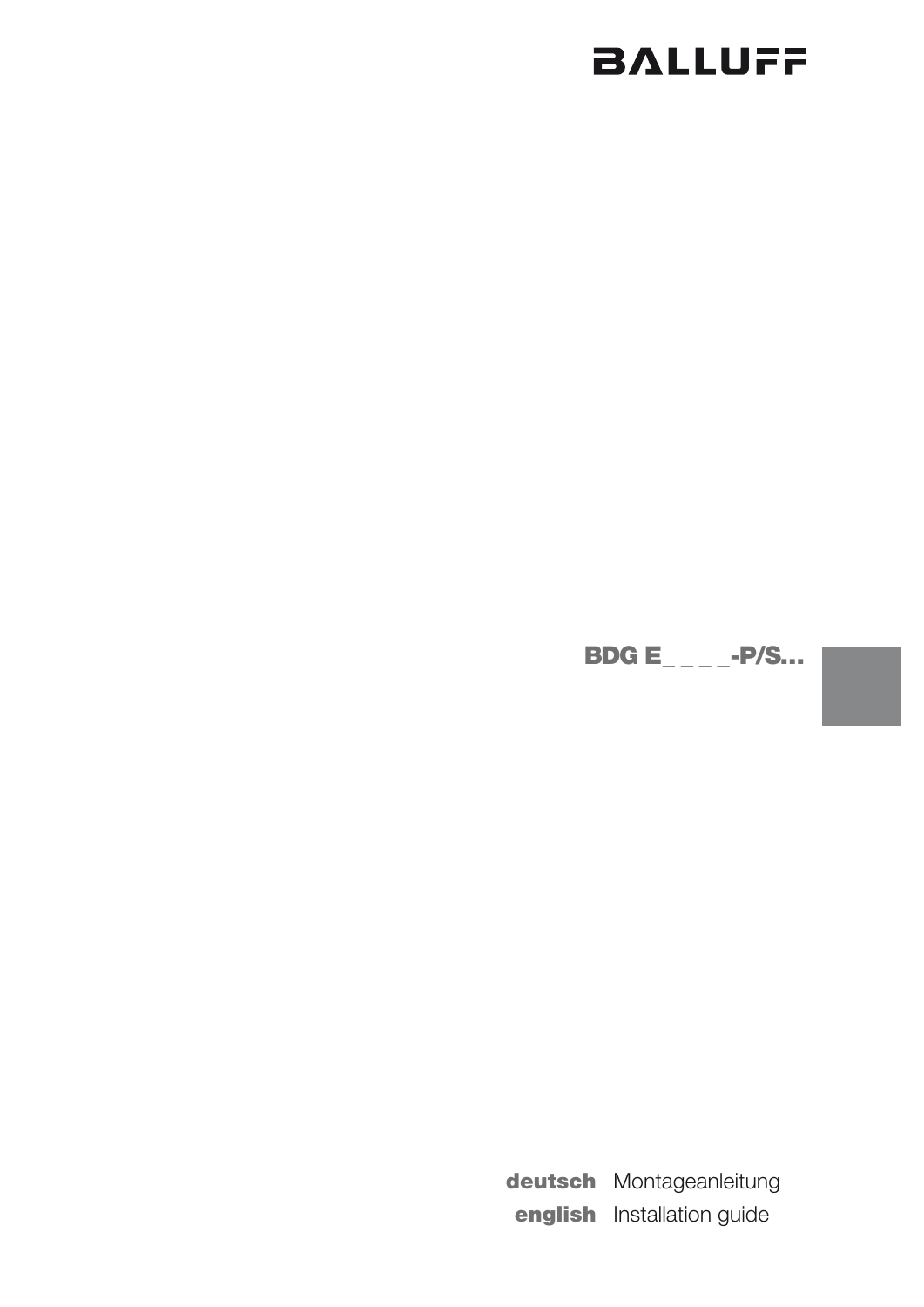BALLUFF

**BDG E_ _ _ _-P/S...**

**deutsch** Montageanleitung
**english** Installation guide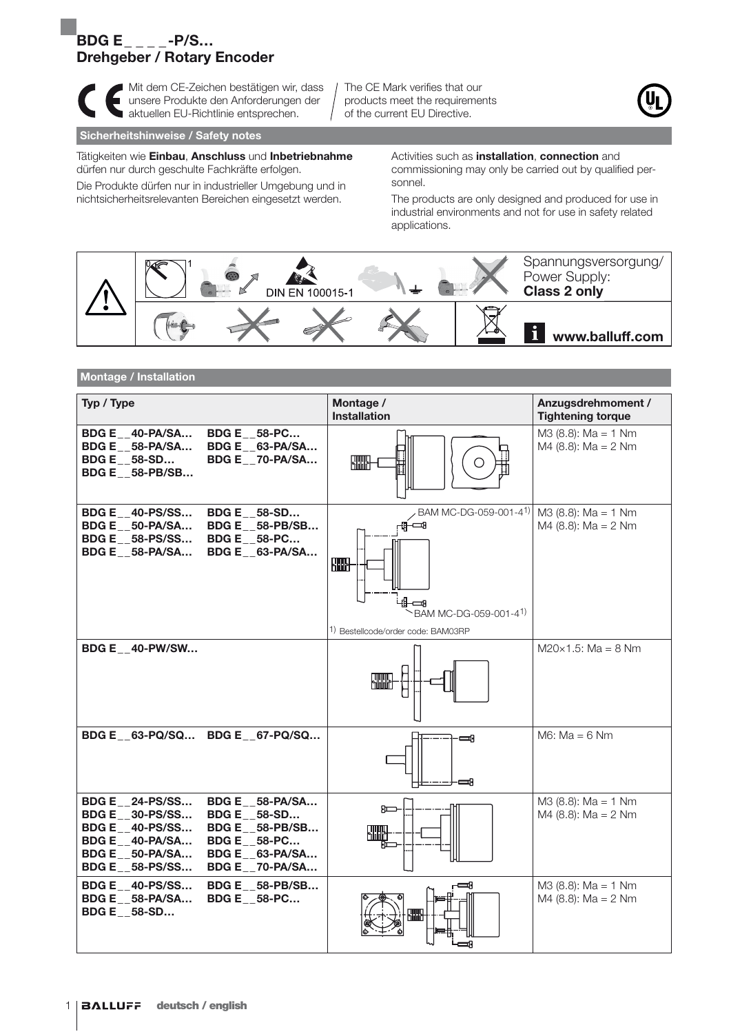# BDG E_ _ _ _-P/S…
# Drehgeber / Rotary Encoder

Mit dem CE-Zeichen bestätigen wir, dass unsere Produkte den Anforderungen der aktuellen EU-Richtlinie entsprechen.

The CE Mark verifies that our products meet the requirements of the current EU Directive.

## Sicherheitshinweise / Safety notes

Tätigkeiten wie **Einbau**, **Anschluss** und **Inbetriebnahme** dürfen nur durch geschulte Fachkräfte erfolgen.

Die Produkte dürfen nur in industrieller Umgebung und in nichtsicherheitsrelevanten Bereichen eingesetzt werden.

Activities such as **installation**, **connection** and commissioning may only be carried out by qualified personnel.

The products are only designed and produced for use in industrial environments and not for use in safety related applications.

DIN EN 100015-1

Spannungsversorgung/ Power Supply: **Class 2 only**

**www.balluff.com**

## Montage / Installation

| Typ / Type | Montage / Installation | Anzugsdrehmoment / Tightening torque |
|---|---|---|
| **BDG E_ _40-PA/SA…** **BDG E_ _58-PA/SA…** **BDG E_ _58-SD…** **BDG E_ _58-PB/SB…** **BDG E_ _58-PC…** **BDG E_ _63-PA/SA…** **BDG E_ _70-PA/SA…** | | M3 (8.8): Ma = 1 Nm<br>M4 (8.8): Ma = 2 Nm |
| **BDG E_ _40-PS/SS…** **BDG E_ _50-PA/SA…** **BDG E_ _58-PS/SS…** **BDG E_ _58-PA/SA…** **BDG E_ _58-SD…** **BDG E_ _58-PB/SB…** **BDG E_ _58-PC…** **BDG E_ _63-PA/SA…** | BAM MC-DG-059-001-4[1)]<br>BAM MC-DG-059-001-4[1)]<br>1) Bestellcode/order code: BAM03RP | M3 (8.8): Ma = 1 Nm<br>M4 (8.8): Ma = 2 Nm |
| **BDG E_ _40-PW/SW…** | | M20×1.5: Ma = 8 Nm |
| **BDG E_ _63-PQ/SQ…** **BDG E_ _67-PQ/SQ…** | | M6: Ma = 6 Nm |
| **BDG E_ _24-PS/SS…** **BDG E_ _30-PS/SS…** **BDG E_ _40-PS/SS…** **BDG E_ _40-PA/SA…** **BDG E_ _50-PA/SA…** **BDG E_ _58-PS/SS…** **BDG E_ _58-PA/SA…** **BDG E_ _58-SD…** **BDG E_ _58-PB/SB…** **BDG E_ _58-PC…** **BDG E_ _63-PA/SA…** **BDG E_ _70-PA/SA…** | | M3 (8.8): Ma = 1 Nm<br>M4 (8.8): Ma = 2 Nm |
| **BDG E_ _40-PS/SS…** **BDG E_ _58-PA/SA…** **BDG E_ _58-SD…** **BDG E_ _58-PB/SB…** **BDG E_ _58-PC…** | | M3 (8.8): Ma = 1 Nm<br>M4 (8.8): Ma = 2 Nm |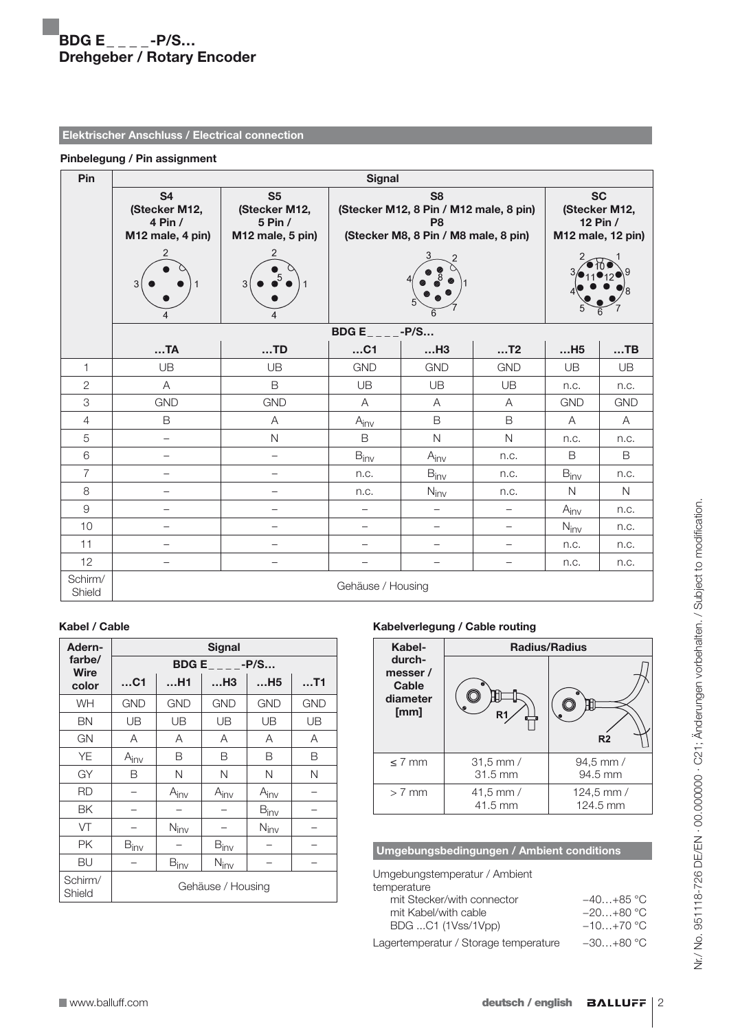# BDG E_ _ _ _-P/S…
## Drehgeber / Rotary Encoder

### Elektrischer Anschluss / Electrical connection

**Pinbelegung / Pin assignment**

| Pin | Signal | | | | | | |
|---|---|---|---|---|---|---|---|
| | S4 (Stecker M12, 4 Pin / M12 male, 4 pin) | S5 (Stecker M12, 5 Pin / M12 male, 5 pin) | S8 (Stecker M12, 8 Pin / M12 male, 8 pin) P8 (Stecker M8, 8 Pin / M8 male, 8 pin) | | | SC (Stecker M12, 12 Pin / M12 male, 12 pin) | |
| | BDG E_ _ _ _-P/S… | | | | | | |
| | …TA | …TD | …C1 | …H3 | …T2 | …H5 | …TB |
| 1 | UB | UB | GND | GND | GND | UB | UB |
| 2 | A | B | UB | UB | UB | n.c. | n.c. |
| 3 | GND | GND | A | A | A | GND | GND |
| 4 | B | A | $A_{inv}$ | B | B | A | A |
| 5 | – | N | B | N | N | n.c. | n.c. |
| 6 | – | – | $B_{inv}$ | $A_{inv}$ | n.c. | B | B |
| 7 | – | – | n.c. | $B_{inv}$ | n.c. | $B_{inv}$ | n.c. |
| 8 | – | – | n.c. | $N_{inv}$ | n.c. | N | N |
| 9 | – | – | – | – | – | $A_{inv}$ | n.c. |
| 10 | – | – | – | – | – | $N_{inv}$ | n.c. |
| 11 | – | – | – | – | – | n.c. | n.c. |
| 12 | – | – | – | – | – | n.c. | n.c. |
| Schirm/ Shield | Gehäuse / Housing | | | | | | |

**Kabel / Cable**

| Adernfarbe/ Wire color | Signal | | | | |
|---|---|---|---|---|---|
| | BDG E_ _ _ _-P/S… | | | | |
| | …C1 | …H1 | …H3 | …H5 | …T1 |
| WH | GND | GND | GND | GND | GND |
| BN | UB | UB | UB | UB | UB |
| GN | A | A | A | A | A |
| YE | $A_{inv}$ | B | B | B | B |
| GY | B | N | N | N | N |
| RD | – | $A_{inv}$ | $A_{inv}$ | $A_{inv}$ | – |
| BK | – | – | – | $B_{inv}$ | – |
| VT | – | $N_{inv}$ | – | $N_{inv}$ | – |
| PK | $B_{inv}$ | – | $B_{inv}$ | – | – |
| BU | – | $B_{inv}$ | $N_{inv}$ | – | – |
| Schirm/ Shield | Gehäuse / Housing | | | | |

**Kabelverlegung / Cable routing**

| Kabeldurchmesser / Cable diameter [mm] | Radius/Radius | |
|---|---|---|
| | R1 | R2 |
| ≤ 7 mm | 31,5 mm / 31.5 mm | 94,5 mm / 94.5 mm |
| > 7 mm | 41,5 mm / 41.5 mm | 124,5 mm / 124.5 mm |

### Umgebungsbedingungen / Ambient conditions

| | |
|---|---|
| Umgebungstemperatur / Ambient temperature | |
| mit Stecker/with connector | −40…+85 °C |
| mit Kabel/with cable | −20…+80 °C |
| BDG ...C1 (1Vss/1Vpp) | −10…+70 °C |
| Lagertemperatur / Storage temperature | −30…+80 °C |

Nr./ No. 951118-726 DE/EN · 00.000000 · C21; Änderungen vorbehalten. / Subject to modification.

www.balluff.com

deutsch / english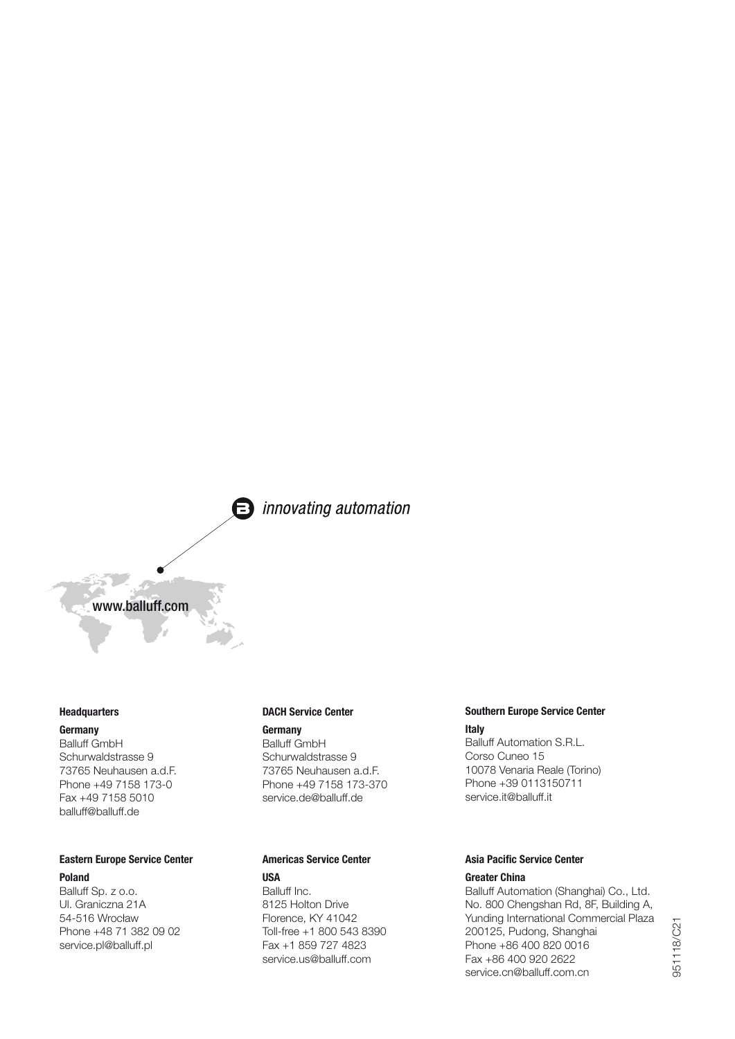*innovating automation*

www.balluff.com

**Headquarters**

**Germany**
Balluff GmbH
Schurwaldstrasse 9
73765 Neuhausen a.d.F.
Phone +49 7158 173-0
Fax +49 7158 5010
balluff@balluff.de

**DACH Service Center**

**Germany**
Balluff GmbH
Schurwaldstrasse 9
73765 Neuhausen a.d.F.
Phone +49 7158 173-370
service.de@balluff.de

**Southern Europe Service Center**

**Italy**
Balluff Automation S.R.L.
Corso Cuneo 15
10078 Venaria Reale (Torino)
Phone +39 0113150711
service.it@balluff.it

**Eastern Europe Service Center**

**Poland**
Balluff Sp. z o.o.
Ul. Graniczna 21A
54-516 Wrocław
Phone +48 71 382 09 02
service.pl@balluff.pl

**Americas Service Center**

**USA**
Balluff Inc.
8125 Holton Drive
Florence, KY 41042
Toll-free +1 800 543 8390
Fax +1 859 727 4823
service.us@balluff.com

**Asia Pacific Service Center**

**Greater China**
Balluff Automation (Shanghai) Co., Ltd.
No. 800 Chengshan Rd, 8F, Building A,
Yunding International Commercial Plaza
200125, Pudong, Shanghai
Phone +86 400 820 0016
Fax +86 400 920 2622
service.cn@balluff.com.cn

951118/C21